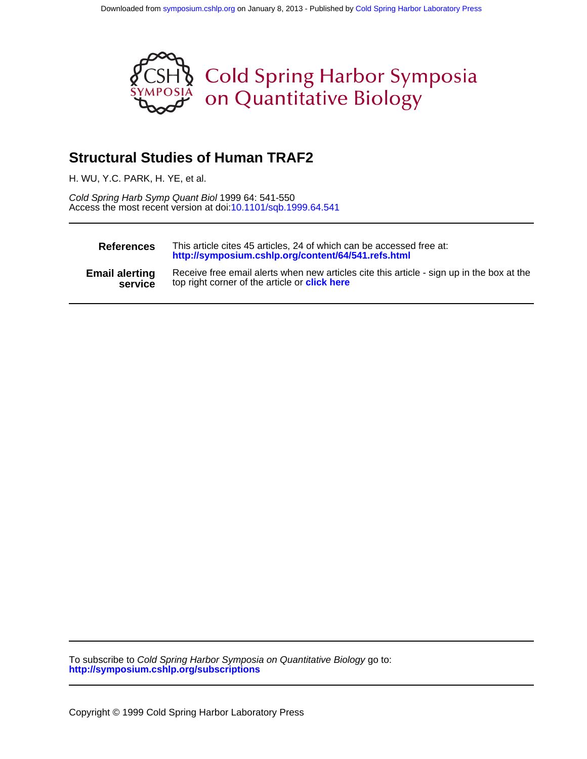Downloaded from symposium.cshlp.org on January 8, 2013 - Published by Cold Spring Harbor Laboratory Press

Cold Spring Harbor Symposia on Quantitative Biology

# Structural Studies of Human TRAF2

H. WU, Y.C. PARK, H. YE, et al.

*Cold Spring Harb Symp Quant Biol* 1999 64: 541-550
Access the most recent version at doi:10.1101/sqb.1999.64.541

| | |
|---|---|
| **References** | This article cites 45 articles, 24 of which can be accessed free at: **http://symposium.cshlp.org/content/64/541.refs.html** |
| **Email alerting service** | Receive free email alerts when new articles cite this article - sign up in the box at the top right corner of the article or **click here** |

To subscribe to *Cold Spring Harbor Symposia on Quantitative Biology* go to:
**http://symposium.cshlp.org/subscriptions**

Copyright © 1999 Cold Spring Harbor Laboratory Press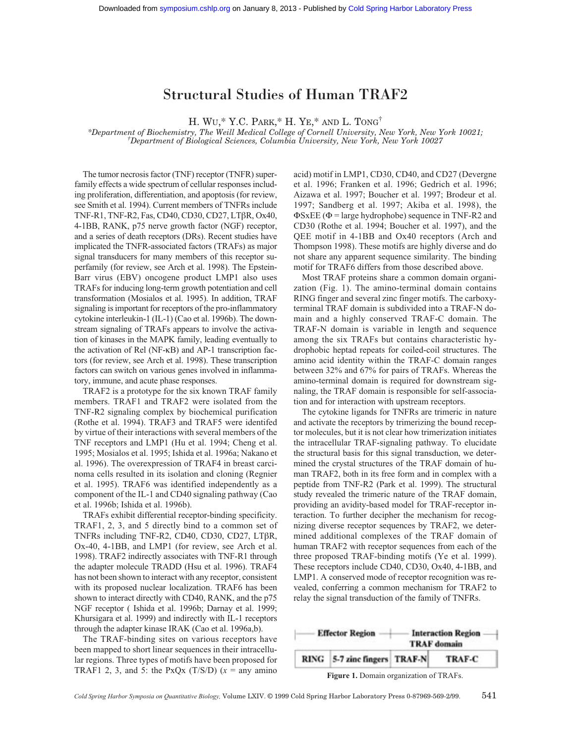# Structural Studies of Human TRAF2

H. Wu,* Y.C. Park,* H. Ye,* and L. Tong†

*Department of Biochemistry, The Weill Medical College of Cornell University, New York, New York 10021; †Department of Biological Sciences, Columbia University, New York, New York 10027

The tumor necrosis factor (TNF) receptor (TNFR) superfamily effects a wide spectrum of cellular responses including proliferation, differentiation, and apoptosis (for review, see Smith et al. 1994). Current members of TNFRs include TNF-R1, TNF-R2, Fas, CD40, CD30, CD27, LTβR, Ox40, 4-1BB, RANK, p75 nerve growth factor (NGF) receptor, and a series of death receptors (DRs). Recent studies have implicated the TNFR-associated factors (TRAFs) as major signal transducers for many members of this receptor superfamily (for review, see Arch et al. 1998). The Epstein-Barr virus (EBV) oncogene product LMP1 also uses TRAFs for inducing long-term growth potentiation and cell transformation (Mosialos et al. 1995). In addition, TRAF signaling is important for receptors of the pro-inflammatory cytokine interleukin-1 (IL-1) (Cao et al. 1996b). The downstream signaling of TRAFs appears to involve the activation of kinases in the MAPK family, leading eventually to the activation of Rel (NF-κB) and AP-1 transcription factors (for review, see Arch et al. 1998). These transcription factors can switch on various genes involved in inflammatory, immune, and acute phase responses.

TRAF2 is a prototype for the six known TRAF family members. TRAF1 and TRAF2 were isolated from the TNF-R2 signaling complex by biochemical purification (Rothe et al. 1994). TRAF3 and TRAF5 were identifed by virtue of their interactions with several members of the TNF receptors and LMP1 (Hu et al. 1994; Cheng et al. 1995; Mosialos et al. 1995; Ishida et al. 1996a; Nakano et al. 1996). The overexpression of TRAF4 in breast carcinoma cells resulted in its isolation and cloning (Regnier et al. 1995). TRAF6 was identified independently as a component of the IL-1 and CD40 signaling pathway (Cao et al. 1996b; Ishida et al. 1996b).

TRAFs exhibit differential receptor-binding specificity. TRAF1, 2, 3, and 5 directly bind to a common set of TNFRs including TNF-R2, CD40, CD30, CD27, LTβR, Ox-40, 4-1BB, and LMP1 (for review, see Arch et al. 1998). TRAF2 indirectly associates with TNF-R1 through the adapter molecule TRADD (Hsu et al. 1996). TRAF4 has not been shown to interact with any receptor, consistent with its proposed nuclear localization. TRAF6 has been shown to interact directly with CD40, RANK, and the p75 NGF receptor ( Ishida et al. 1996b; Darnay et al. 1999; Khursigara et al. 1999) and indirectly with IL-1 receptors through the adapter kinase IRAK (Cao et al. 1996a,b).

The TRAF-binding sites on various receptors have been mapped to short linear sequences in their intracellular regions. Three types of motifs have been proposed for TRAF1 2, 3, and 5: the PxQx (T/S/D) (*x* = any amino acid) motif in LMP1, CD30, CD40, and CD27 (Devergne et al. 1996; Franken et al. 1996; Gedrich et al. 1996; Aizawa et al. 1997; Boucher et al. 1997; Brodeur et al. 1997; Sandberg et al. 1997; Akiba et al. 1998), the ΦSxEE (Φ = large hydrophobe) sequence in TNF-R2 and CD30 (Rothe et al. 1994; Boucher et al. 1997), and the QEE motif in 4-1BB and Ox40 receptors (Arch and Thompson 1998). These motifs are highly diverse and do not share any apparent sequence similarity. The binding motif for TRAF6 differs from those described above.

Most TRAF proteins share a common domain organization (Fig. 1). The amino-terminal domain contains RING finger and several zinc finger motifs. The carboxy-terminal TRAF domain is subdivided into a TRAF-N domain and a highly conserved TRAF-C domain. The TRAF-N domain is variable in length and sequence among the six TRAFs but contains characteristic hydrophobic heptad repeats for coiled-coil structures. The amino acid identity within the TRAF-C domain ranges between 32% and 67% for pairs of TRAFs. Whereas the amino-terminal domain is required for downstream signaling, the TRAF domain is responsible for self-association and for interaction with upstream receptors.

The cytokine ligands for TNFRs are trimeric in nature and activate the receptors by trimerizing the bound receptor molecules, but it is not clear how trimerization initiates the intracellular TRAF-signaling pathway. To elucidate the structural basis for this signal transduction, we determined the crystal structures of the TRAF domain of human TRAF2, both in its free form and in complex with a peptide from TNF-R2 (Park et al. 1999). The structural study revealed the trimeric nature of the TRAF domain, providing an avidity-based model for TRAF-receptor interaction. To further decipher the mechanism for recognizing diverse receptor sequences by TRAF2, we determined additional complexes of the TRAF domain of human TRAF2 with receptor sequences from each of the three proposed TRAF-binding motifs (Ye et al. 1999). These receptors include CD40, CD30, Ox40, 4-1BB, and LMP1. A conserved mode of receptor recognition was revealed, conferring a common mechanism for TRAF2 to relay the signal transduction of the family of TNFRs.

| Effector Region | | Interaction Region (TRAF domain) | |
|---|---|---|---|
| RING | 5-7 zinc fingers | TRAF-N | TRAF-C |

**Figure 1.** Domain organization of TRAFs.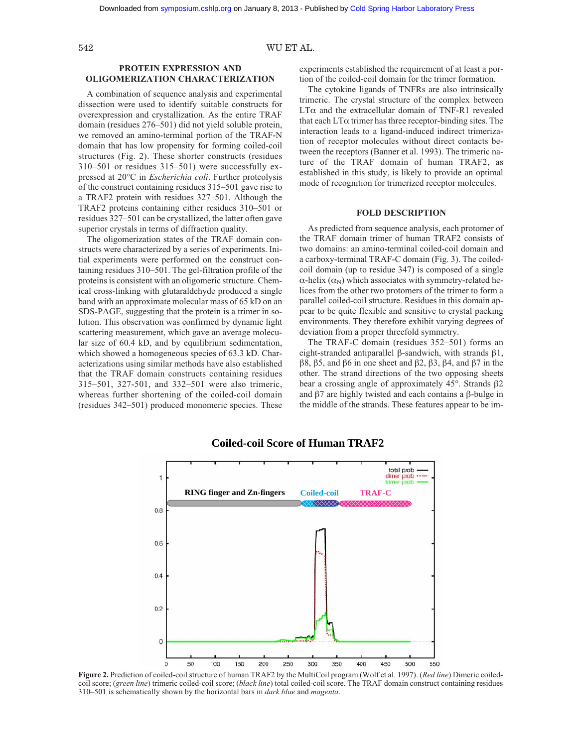## PROTEIN EXPRESSION AND OLIGOMERIZATION CHARACTERIZATION

A combination of sequence analysis and experimental dissection were used to identify suitable constructs for overexpression and crystallization. As the entire TRAF domain (residues 276–501) did not yield soluble protein, we removed an amino-terminal portion of the TRAF-N domain that has low propensity for forming coiled-coil structures (Fig. 2). These shorter constructs (residues 310–501 or residues 315–501) were successfully expressed at 20°C in *Escherichia coli*. Further proteolysis of the construct containing residues 315–501 gave rise to a TRAF2 protein with residues 327–501. Although the TRAF2 proteins containing either residues 310–501 or residues 327–501 can be crystallized, the latter often gave superior crystals in terms of diffraction quality.

The oligomerization states of the TRAF domain constructs were characterized by a series of experiments. Initial experiments were performed on the construct containing residues 310–501. The gel-filtration profile of the proteins is consistent with an oligomeric structure. Chemical cross-linking with glutaraldehyde produced a single band with an approximate molecular mass of 65 kD on an SDS-PAGE, suggesting that the protein is a trimer in solution. This observation was confirmed by dynamic light scattering measurement, which gave an average molecular size of 60.4 kD, and by equilibrium sedimentation, which showed a homogeneous species of 63.3 kD. Characterizations using similar methods have also established that the TRAF domain constructs containing residues 315–501, 327-501, and 332–501 were also trimeric, whereas further shortening of the coiled-coil domain (residues 342–501) produced monomeric species. These experiments established the requirement of at least a portion of the coiled-coil domain for the trimer formation.

The cytokine ligands of TNFRs are also intrinsically trimeric. The crystal structure of the complex between LTα and the extracellular domain of TNF-R1 revealed that each LTα trimer has three receptor-binding sites. The interaction leads to a ligand-induced indirect trimerization of receptor molecules without direct contacts between the receptors (Banner et al. 1993). The trimeric nature of the TRAF domain of human TRAF2, as established in this study, is likely to provide an optimal mode of recognition for trimerized receptor molecules.

## FOLD DESCRIPTION

As predicted from sequence analysis, each protomer of the TRAF domain trimer of human TRAF2 consists of two domains: an amino-terminal coiled-coil domain and a carboxy-terminal TRAF-C domain (Fig. 3). The coiled-coil domain (up to residue 347) is composed of a single α-helix ($\alpha_N$) which associates with symmetry-related helices from the other two protomers of the trimer to form a parallel coiled-coil structure. Residues in this domain appear to be quite flexible and sensitive to crystal packing environments. They therefore exhibit varying degrees of deviation from a proper threefold symmetry.

The TRAF-C domain (residues 352–501) forms an eight-stranded antiparallel β-sandwich, with strands β1, β8, β5, and β6 in one sheet and β2, β3, β4, and β7 in the other. The strand directions of the two opposing sheets bear a crossing angle of approximately 45°. Strands β2 and β7 are highly twisted and each contains a β-bulge in the middle of the strands. These features appear to be im-

**Coiled-coil Score of Human TRAF2**

**Figure 2.** Prediction of coiled-coil structure of human TRAF2 by the MultiCoil program (Wolf et al. 1997). (*Red line*) Dimeric coiled-coil score; (*green line*) trimeric coiled-coil score; (*black line*) total coiled-coil score. The TRAF domain construct containing residues 310–501 is schematically shown by the horizontal bars in *dark blue* and *magenta*.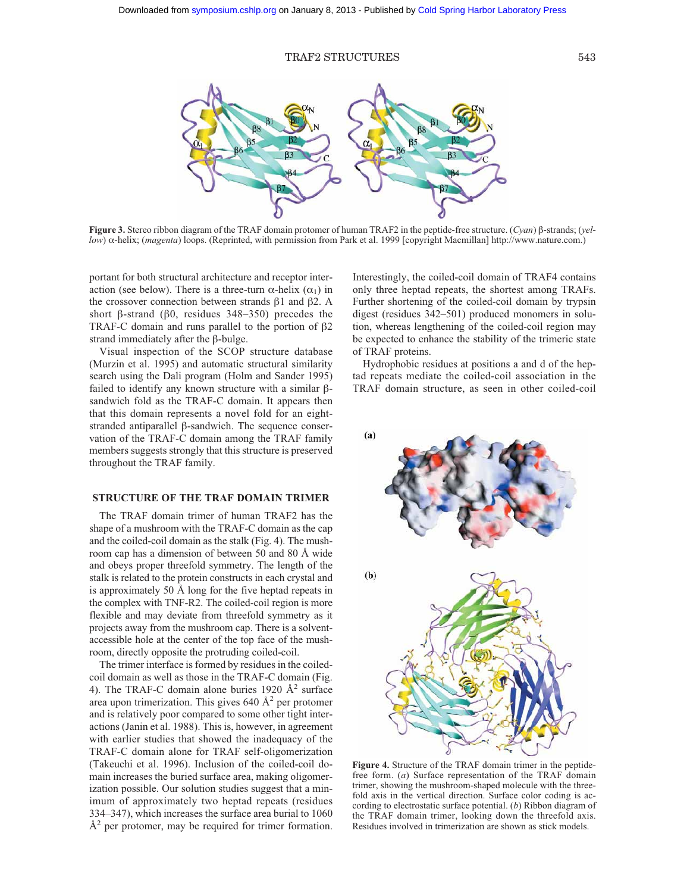**Figure 3.** Stereo ribbon diagram of the TRAF domain protomer of human TRAF2 in the peptide-free structure. (*Cyan*) β-strands; (*yellow*) α-helix; (*magenta*) loops. (Reprinted, with permission from Park et al. 1999 [copyright Macmillan] http://www.nature.com.)

portant for both structural architecture and receptor interaction (see below). There is a three-turn α-helix ($\alpha_1$) in the crossover connection between strands β1 and β2. A short β-strand (β0, residues 348–350) precedes the TRAF-C domain and runs parallel to the portion of β2 strand immediately after the β-bulge.

Visual inspection of the SCOP structure database (Murzin et al. 1995) and automatic structural similarity search using the Dali program (Holm and Sander 1995) failed to identify any known structure with a similar β-sandwich fold as the TRAF-C domain. It appears then that this domain represents a novel fold for an eight-stranded antiparallel β-sandwich. The sequence conservation of the TRAF-C domain among the TRAF family members suggests strongly that this structure is preserved throughout the TRAF family.

## STRUCTURE OF THE TRAF DOMAIN TRIMER

The TRAF domain trimer of human TRAF2 has the shape of a mushroom with the TRAF-C domain as the cap and the coiled-coil domain as the stalk (Fig. 4). The mushroom cap has a dimension of between 50 and 80 Å wide and obeys proper threefold symmetry. The length of the stalk is related to the protein constructs in each crystal and is approximately 50 Å long for the five heptad repeats in the complex with TNF-R2. The coiled-coil region is more flexible and may deviate from threefold symmetry as it projects away from the mushroom cap. There is a solvent-accessible hole at the center of the top face of the mushroom, directly opposite the protruding coiled-coil.

The trimer interface is formed by residues in the coiled-coil domain as well as those in the TRAF-C domain (Fig. 4). The TRAF-C domain alone buries 1920 $Å^2$ surface area upon trimerization. This gives 640 $Å^2$ per protomer and is relatively poor compared to some other tight interactions (Janin et al. 1988). This is, however, in agreement with earlier studies that showed the inadequacy of the TRAF-C domain alone for TRAF self-oligomerization (Takeuchi et al. 1996). Inclusion of the coiled-coil domain increases the buried surface area, making oligomerization possible. Our solution studies suggest that a minimum of approximately two heptad repeats (residues 334–347), which increases the surface area burial to 1060 $Å^2$ per protomer, may be required for trimer formation. Interestingly, the coiled-coil domain of TRAF4 contains only three heptad repeats, the shortest among TRAFs. Further shortening of the coiled-coil domain by trypsin digest (residues 342–501) produced monomers in solution, whereas lengthening of the coiled-coil region may be expected to enhance the stability of the trimeric state of TRAF proteins.

Hydrophobic residues at positions a and d of the heptad repeats mediate the coiled-coil association in the TRAF domain structure, as seen in other coiled-coil

**Figure 4.** Structure of the TRAF domain trimer in the peptide-free form. (*a*) Surface representation of the TRAF domain trimer, showing the mushroom-shaped molecule with the threefold axis in the vertical direction. Surface color coding is according to electrostatic surface potential. (*b*) Ribbon diagram of the TRAF domain trimer, looking down the threefold axis. Residues involved in trimerization are shown as stick models.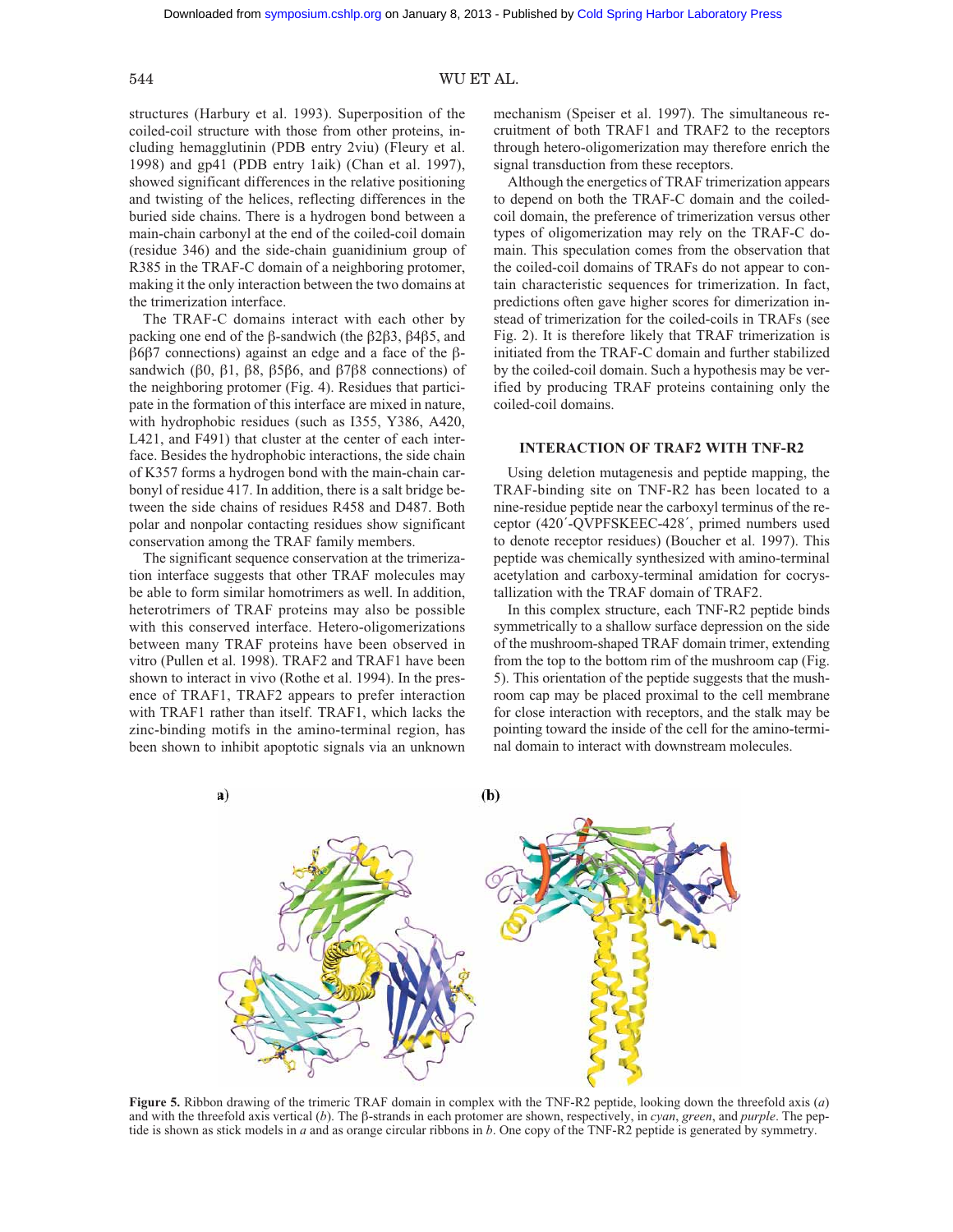structures (Harbury et al. 1993). Superposition of the coiled-coil structure with those from other proteins, including hemagglutinin (PDB entry 2viu) (Fleury et al. 1998) and gp41 (PDB entry 1aik) (Chan et al. 1997), showed significant differences in the relative positioning and twisting of the helices, reflecting differences in the buried side chains. There is a hydrogen bond between a main-chain carbonyl at the end of the coiled-coil domain (residue 346) and the side-chain guanidinium group of R385 in the TRAF-C domain of a neighboring protomer, making it the only interaction between the two domains at the trimerization interface.

The TRAF-C domains interact with each other by packing one end of the β-sandwich (the β2β3, β4β5, and β6β7 connections) against an edge and a face of the β-sandwich (β0, β1, β8, β5β6, and β7β8 connections) of the neighboring protomer (Fig. 4). Residues that participate in the formation of this interface are mixed in nature, with hydrophobic residues (such as I355, Y386, A420, L421, and F491) that cluster at the center of each interface. Besides the hydrophobic interactions, the side chain of K357 forms a hydrogen bond with the main-chain carbonyl of residue 417. In addition, there is a salt bridge between the side chains of residues R458 and D487. Both polar and nonpolar contacting residues show significant conservation among the TRAF family members.

The significant sequence conservation at the trimerization interface suggests that other TRAF molecules may be able to form similar homotrimers as well. In addition, heterotrimers of TRAF proteins may also be possible with this conserved interface. Hetero-oligomerizations between many TRAF proteins have been observed in vitro (Pullen et al. 1998). TRAF2 and TRAF1 have been shown to interact in vivo (Rothe et al. 1994). In the presence of TRAF1, TRAF2 appears to prefer interaction with TRAF1 rather than itself. TRAF1, which lacks the zinc-binding motifs in the amino-terminal region, has been shown to inhibit apoptotic signals via an unknown mechanism (Speiser et al. 1997). The simultaneous recruitment of both TRAF1 and TRAF2 to the receptors through hetero-oligomerization may therefore enrich the signal transduction from these receptors.

Although the energetics of TRAF trimerization appears to depend on both the TRAF-C domain and the coiled-coil domain, the preference of trimerization versus other types of oligomerization may rely on the TRAF-C domain. This speculation comes from the observation that the coiled-coil domains of TRAFs do not appear to contain characteristic sequences for trimerization. In fact, predictions often gave higher scores for dimerization instead of trimerization for the coiled-coils in TRAFs (see Fig. 2). It is therefore likely that TRAF trimerization is initiated from the TRAF-C domain and further stabilized by the coiled-coil domain. Such a hypothesis may be verified by producing TRAF proteins containing only the coiled-coil domains.

## INTERACTION OF TRAF2 WITH TNF-R2

Using deletion mutagenesis and peptide mapping, the TRAF-binding site on TNF-R2 has been located to a nine-residue peptide near the carboxyl terminus of the receptor (420′-QVPFSKEEC-428′, primed numbers used to denote receptor residues) (Boucher et al. 1997). This peptide was chemically synthesized with amino-terminal acetylation and carboxy-terminal amidation for cocrystallization with the TRAF domain of TRAF2.

In this complex structure, each TNF-R2 peptide binds symmetrically to a shallow surface depression on the side of the mushroom-shaped TRAF domain trimer, extending from the top to the bottom rim of the mushroom cap (Fig. 5). This orientation of the peptide suggests that the mushroom cap may be placed proximal to the cell membrane for close interaction with receptors, and the stalk may be pointing toward the inside of the cell for the amino-terminal domain to interact with downstream molecules.

**Figure 5.** Ribbon drawing of the trimeric TRAF domain in complex with the TNF-R2 peptide, looking down the threefold axis (*a*) and with the threefold axis vertical (*b*). The β-strands in each protomer are shown, respectively, in *cyan*, *green*, and *purple*. The peptide is shown as stick models in *a* and as orange circular ribbons in *b*. One copy of the TNF-R2 peptide is generated by symmetry.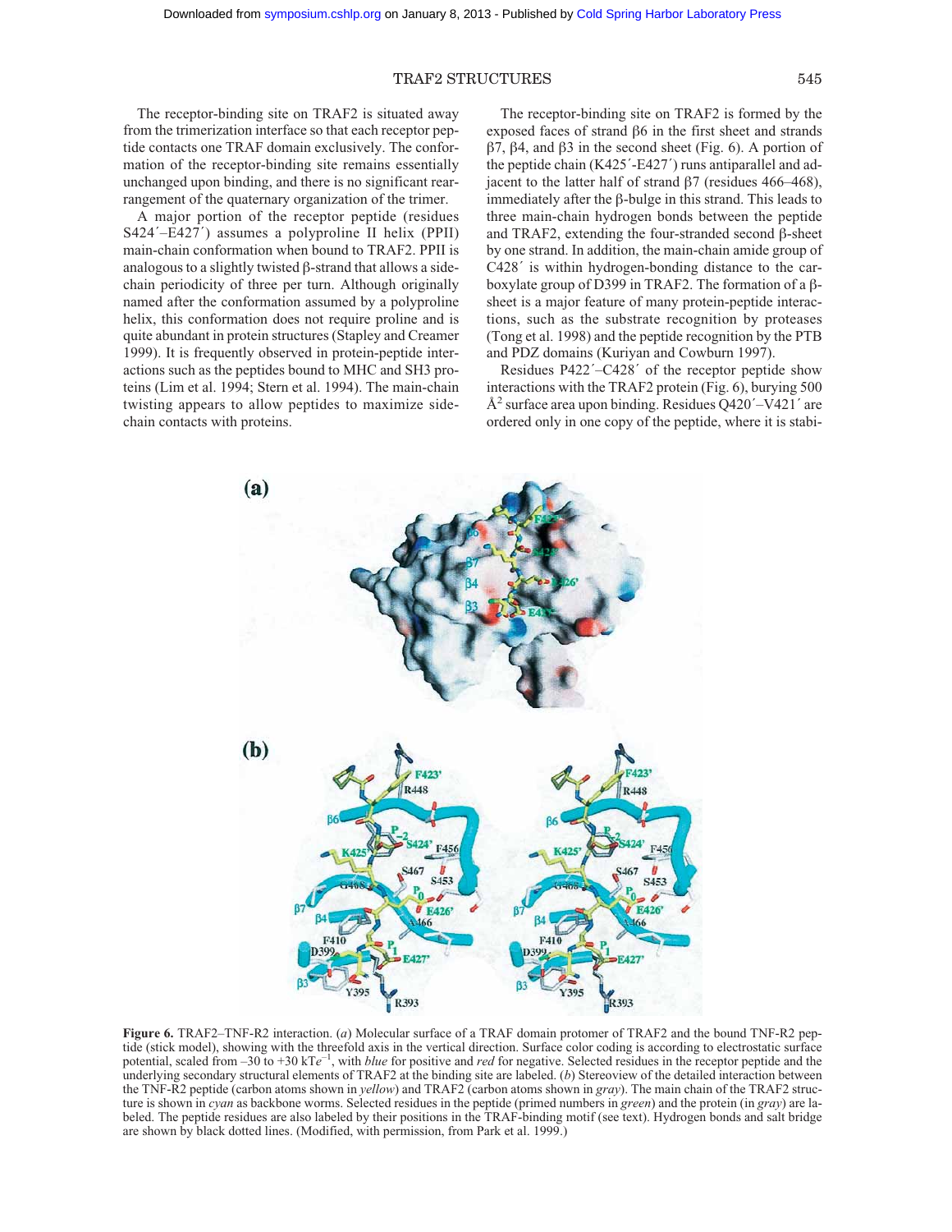The receptor-binding site on TRAF2 is situated away from the trimerization interface so that each receptor peptide contacts one TRAF domain exclusively. The conformation of the receptor-binding site remains essentially unchanged upon binding, and there is no significant rearrangement of the quaternary organization of the trimer.

A major portion of the receptor peptide (residues S424´–E427´) assumes a polyproline II helix (PPII) main-chain conformation when bound to TRAF2. PPII is analogous to a slightly twisted β-strand that allows a side-chain periodicity of three per turn. Although originally named after the conformation assumed by a polyproline helix, this conformation does not require proline and is quite abundant in protein structures (Stapley and Creamer 1999). It is frequently observed in protein-peptide interactions such as the peptides bound to MHC and SH3 proteins (Lim et al. 1994; Stern et al. 1994). The main-chain twisting appears to allow peptides to maximize side-chain contacts with proteins.

The receptor-binding site on TRAF2 is formed by the exposed faces of strand β6 in the first sheet and strands β7, β4, and β3 in the second sheet (Fig. 6). A portion of the peptide chain (K425´-E427´) runs antiparallel and adjacent to the latter half of strand β7 (residues 466–468), immediately after the β-bulge in this strand. This leads to three main-chain hydrogen bonds between the peptide and TRAF2, extending the four-stranded second β-sheet by one strand. In addition, the main-chain amide group of C428´ is within hydrogen-bonding distance to the carboxylate group of D399 in TRAF2. The formation of a β-sheet is a major feature of many protein-peptide interactions, such as the substrate recognition by proteases (Tong et al. 1998) and the peptide recognition by the PTB and PDZ domains (Kuriyan and Cowburn 1997).

Residues P422´–C428´ of the receptor peptide show interactions with the TRAF2 protein (Fig. 6), burying 500 Å$^2$ surface area upon binding. Residues Q420´–V421´ are ordered only in one copy of the peptide, where it is stabi-

**Figure 6.** TRAF2–TNF-R2 interaction. (*a*) Molecular surface of a TRAF domain protomer of TRAF2 and the bound TNF-R2 peptide (stick model), showing with the threefold axis in the vertical direction. Surface color coding is according to electrostatic surface potential, scaled from –30 to +30 kT$e^{-1}$, with *blue* for positive and *red* for negative. Selected residues in the receptor peptide and the underlying secondary structural elements of TRAF2 at the binding site are labeled. (*b*) Stereoview of the detailed interaction between the TNF-R2 peptide (carbon atoms shown in *yellow*) and TRAF2 (carbon atoms shown in *gray*). The main chain of the TRAF2 structure is shown in *cyan* as backbone worms. Selected residues in the peptide (primed numbers in *green*) and the protein (in *gray*) are labeled. The peptide residues are also labeled by their positions in the TRAF-binding motif (see text). Hydrogen bonds and salt bridge are shown by black dotted lines. (Modified, with permission, from Park et al. 1999.)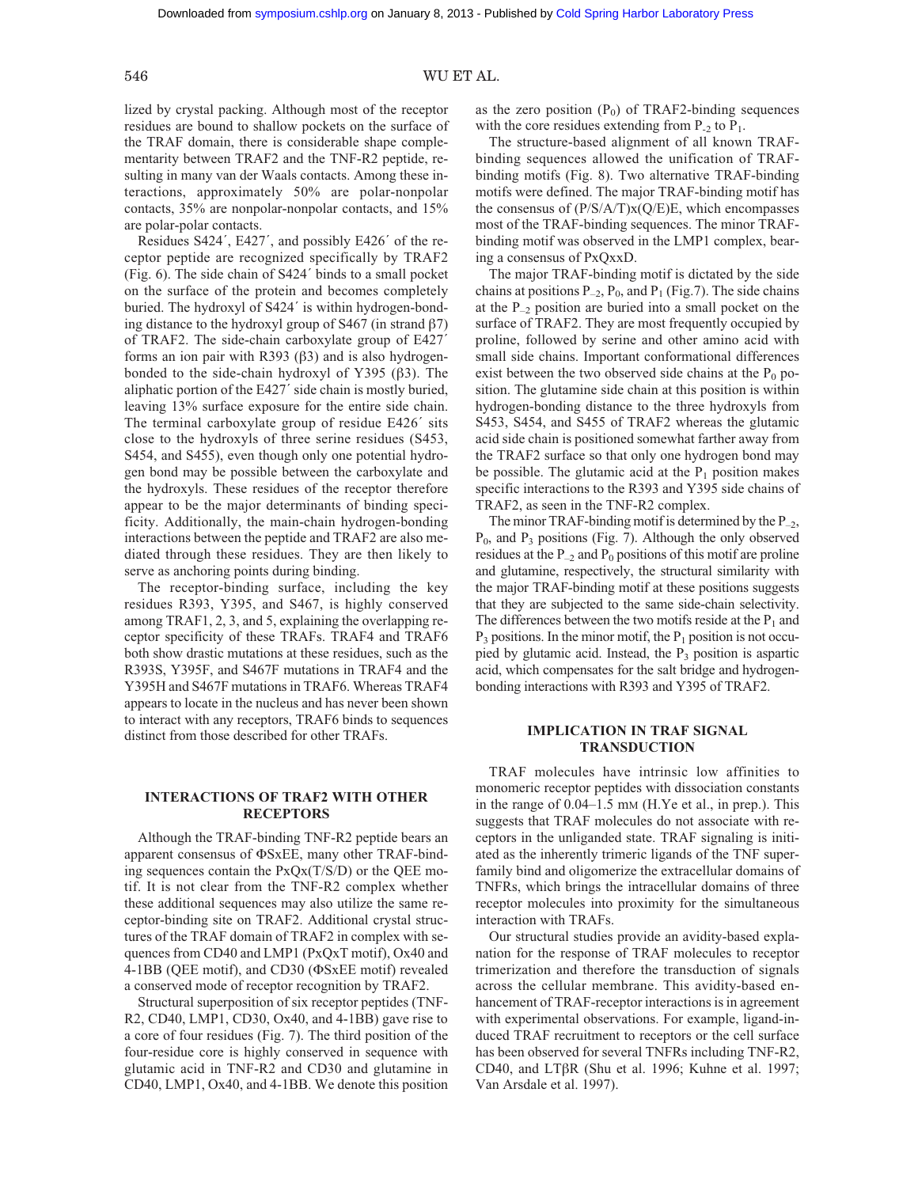lized by crystal packing. Although most of the receptor residues are bound to shallow pockets on the surface of the TRAF domain, there is considerable shape complementarity between TRAF2 and the TNF-R2 peptide, resulting in many van der Waals contacts. Among these interactions, approximately 50% are polar-nonpolar contacts, 35% are nonpolar-nonpolar contacts, and 15% are polar-polar contacts.

Residues S424′, E427′, and possibly E426′ of the receptor peptide are recognized specifically by TRAF2 (Fig. 6). The side chain of S424′ binds to a small pocket on the surface of the protein and becomes completely buried. The hydroxyl of S424′ is within hydrogen-bonding distance to the hydroxyl group of S467 (in strand β7) of TRAF2. The side-chain carboxylate group of E427′ forms an ion pair with R393 (β3) and is also hydrogen-bonded to the side-chain hydroxyl of Y395 (β3). The aliphatic portion of the E427′ side chain is mostly buried, leaving 13% surface exposure for the entire side chain. The terminal carboxylate group of residue E426′ sits close to the hydroxyls of three serine residues (S453, S454, and S455), even though only one potential hydrogen bond may be possible between the carboxylate and the hydroxyls. These residues of the receptor therefore appear to be the major determinants of binding specificity. Additionally, the main-chain hydrogen-bonding interactions between the peptide and TRAF2 are also mediated through these residues. They are then likely to serve as anchoring points during binding.

The receptor-binding surface, including the key residues R393, Y395, and S467, is highly conserved among TRAF1, 2, 3, and 5, explaining the overlapping receptor specificity of these TRAFs. TRAF4 and TRAF6 both show drastic mutations at these residues, such as the R393S, Y395F, and S467F mutations in TRAF4 and the Y395H and S467F mutations in TRAF6. Whereas TRAF4 appears to locate in the nucleus and has never been shown to interact with any receptors, TRAF6 binds to sequences distinct from those described for other TRAFs.

## INTERACTIONS OF TRAF2 WITH OTHER RECEPTORS

Although the TRAF-binding TNF-R2 peptide bears an apparent consensus of ΦSxEE, many other TRAF-binding sequences contain the PxQx(T/S/D) or the QEE motif. It is not clear from the TNF-R2 complex whether these additional sequences may also utilize the same receptor-binding site on TRAF2. Additional crystal structures of the TRAF domain of TRAF2 in complex with sequences from CD40 and LMP1 (PxQxT motif), Ox40 and 4-1BB (QEE motif), and CD30 (ΦSxEE motif) revealed a conserved mode of receptor recognition by TRAF2.

Structural superposition of six receptor peptides (TNF-R2, CD40, LMP1, CD30, Ox40, and 4-1BB) gave rise to a core of four residues (Fig. 7). The third position of the four-residue core is highly conserved in sequence with glutamic acid in TNF-R2 and CD30 and glutamine in CD40, LMP1, Ox40, and 4-1BB. We denote this position as the zero position ($P_0$) of TRAF2-binding sequences with the core residues extending from $P_{-2}$ to $P_1$.

The structure-based alignment of all known TRAF-binding sequences allowed the unification of TRAF-binding motifs (Fig. 8). Two alternative TRAF-binding motifs were defined. The major TRAF-binding motif has the consensus of (P/S/A/T)x(Q/E)E, which encompasses most of the TRAF-binding sequences. The minor TRAF-binding motif was observed in the LMP1 complex, bearing a consensus of PxQxxD.

The major TRAF-binding motif is dictated by the side chains at positions $P_{-2}$, $P_0$, and $P_1$ (Fig.7). The side chains at the $P_{-2}$ position are buried into a small pocket on the surface of TRAF2. They are most frequently occupied by proline, followed by serine and other amino acid with small side chains. Important conformational differences exist between the two observed side chains at the $P_0$ position. The glutamine side chain at this position is within hydrogen-bonding distance to the three hydroxyls from S453, S454, and S455 of TRAF2 whereas the glutamic acid side chain is positioned somewhat farther away from the TRAF2 surface so that only one hydrogen bond may be possible. The glutamic acid at the $P_1$ position makes specific interactions to the R393 and Y395 side chains of TRAF2, as seen in the TNF-R2 complex.

The minor TRAF-binding motif is determined by the $P_{-2}$, $P_0$, and $P_3$ positions (Fig. 7). Although the only observed residues at the $P_{-2}$ and $P_0$ positions of this motif are proline and glutamine, respectively, the structural similarity with the major TRAF-binding motif at these positions suggests that they are subjected to the same side-chain selectivity. The differences between the two motifs reside at the $P_1$ and $P_3$ positions. In the minor motif, the $P_1$ position is not occupied by glutamic acid. Instead, the $P_3$ position is aspartic acid, which compensates for the salt bridge and hydrogen-bonding interactions with R393 and Y395 of TRAF2.

## IMPLICATION IN TRAF SIGNAL TRANSDUCTION

TRAF molecules have intrinsic low affinities to monomeric receptor peptides with dissociation constants in the range of 0.04–1.5 mM (H.Ye et al., in prep.). This suggests that TRAF molecules do not associate with receptors in the unliganded state. TRAF signaling is initiated as the inherently trimeric ligands of the TNF superfamily bind and oligomerize the extracellular domains of TNFRs, which brings the intracellular domains of three receptor molecules into proximity for the simultaneous interaction with TRAFs.

Our structural studies provide an avidity-based explanation for the response of TRAF molecules to receptor trimerization and therefore the transduction of signals across the cellular membrane. This avidity-based enhancement of TRAF-receptor interactions is in agreement with experimental observations. For example, ligand-induced TRAF recruitment to receptors or the cell surface has been observed for several TNFRs including TNF-R2, CD40, and LTβR (Shu et al. 1996; Kuhne et al. 1997; Van Arsdale et al. 1997).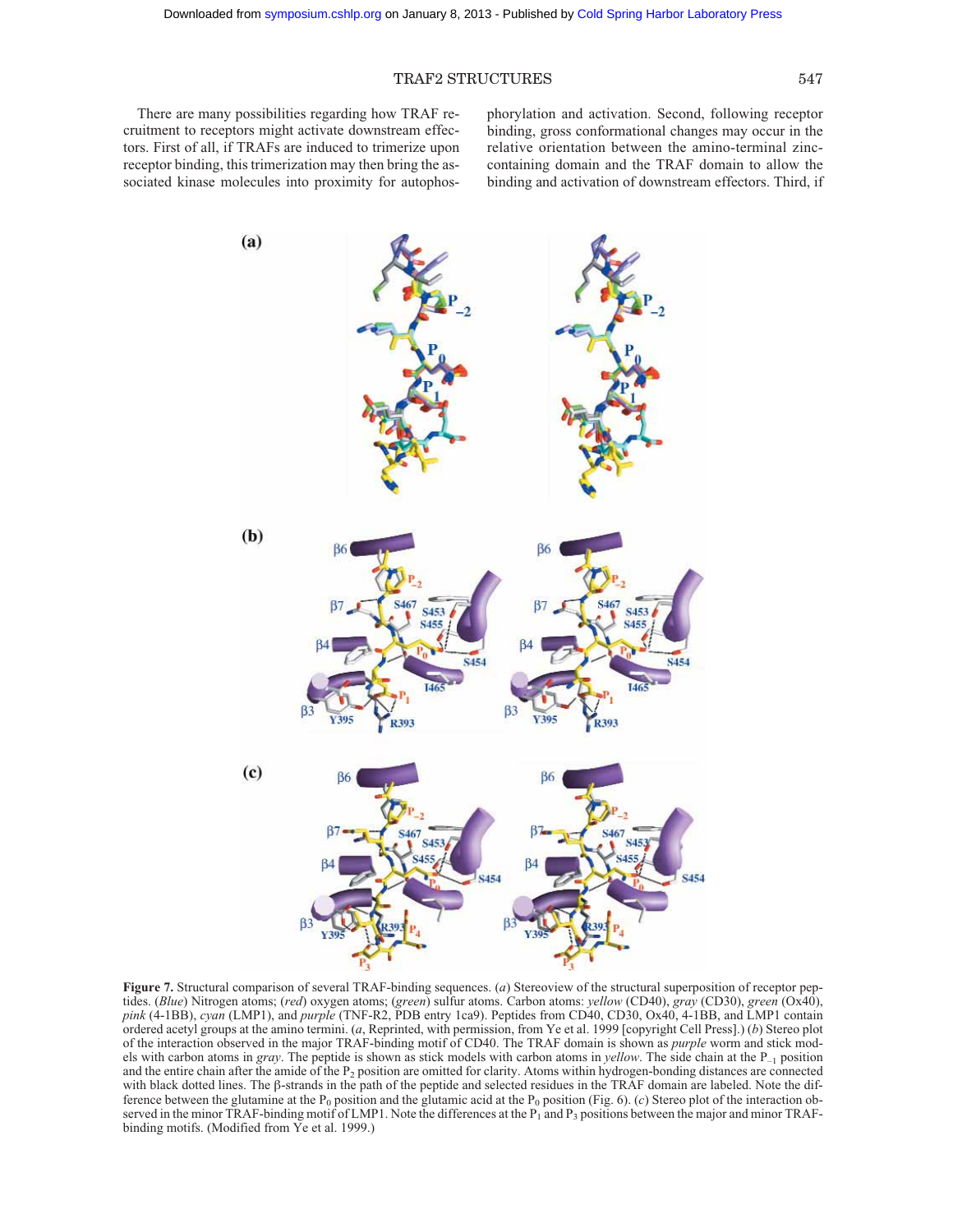There are many possibilities regarding how TRAF recruitment to receptors might activate downstream effectors. First of all, if TRAFs are induced to trimerize upon receptor binding, this trimerization may then bring the associated kinase molecules into proximity for autophosphorylation and activation. Second, following receptor binding, gross conformational changes may occur in the relative orientation between the amino-terminal zinc-containing domain and the TRAF domain to allow the binding and activation of downstream effectors. Third, if

**Figure 7.** Structural comparison of several TRAF-binding sequences. (*a*) Stereoview of the structural superposition of receptor peptides. (*Blue*) Nitrogen atoms; (*red*) oxygen atoms; (*green*) sulfur atoms. Carbon atoms: *yellow* (CD40), *gray* (CD30), *green* (Ox40), *pink* (4-1BB), *cyan* (LMP1), and *purple* (TNF-R2, PDB entry 1ca9). Peptides from CD40, CD30, Ox40, 4-1BB, and LMP1 contain ordered acetyl groups at the amino termini. (*a*, Reprinted, with permission, from Ye et al. 1999 [copyright Cell Press].) (*b*) Stereo plot of the interaction observed in the major TRAF-binding motif of CD40. The TRAF domain is shown as *purple* worm and stick models with carbon atoms in *gray*. The peptide is shown as stick models with carbon atoms in *yellow*. The side chain at the $P_{-1}$ position and the entire chain after the amide of the $P_2$ position are omitted for clarity. Atoms within hydrogen-bonding distances are connected with black dotted lines. The β-strands in the path of the peptide and selected residues in the TRAF domain are labeled. Note the difference between the glutamine at the $P_0$ position and the glutamic acid at the $P_0$ position (Fig. 6). (*c*) Stereo plot of the interaction observed in the minor TRAF-binding motif of LMP1. Note the differences at the $P_1$ and $P_3$ positions between the major and minor TRAF-binding motifs. (Modified from Ye et al. 1999.)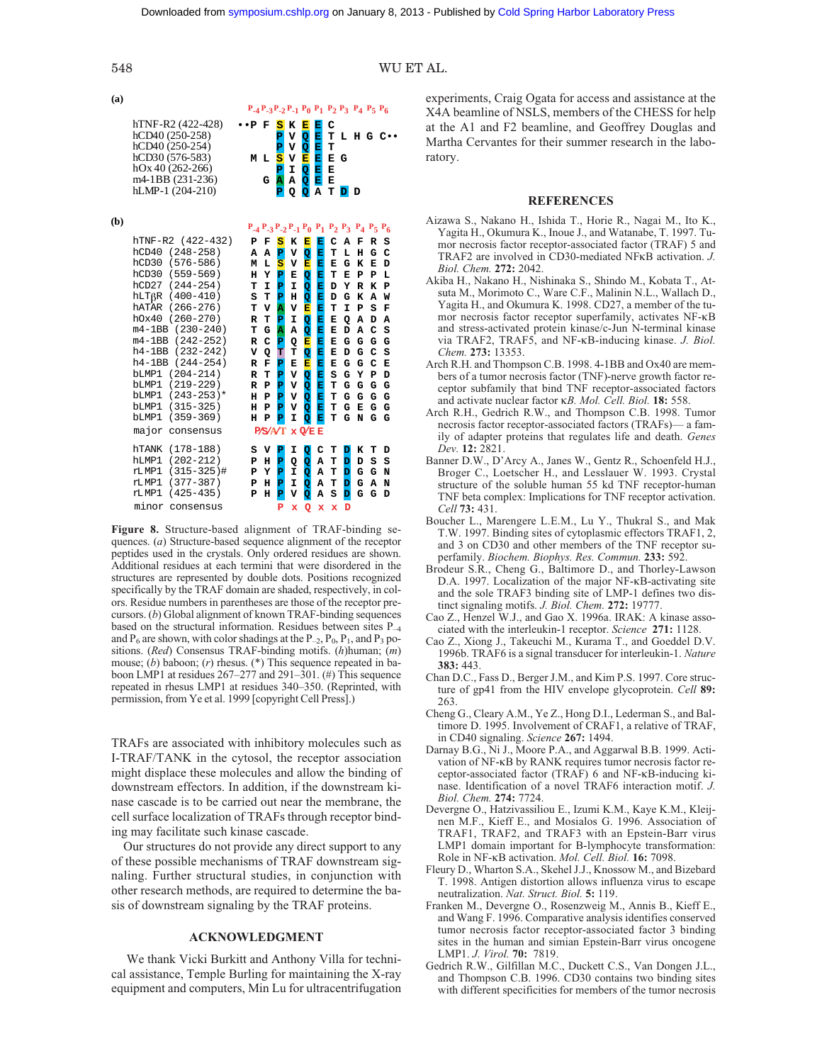(a)

| | $P_{-4}$ | $P_{-3}$ | $P_{-2}$ | $P_{-1}$ | $P_0$ | $P_1$ | $P_2$ | $P_3$ | $P_4$ | $P_5$ | $P_6$ |
|---|---|---|---|---|---|---|---|---|---|---|---|
| hTNF-R2 (422-428) | ••P | F | S | K | E | E | C | | | | |
| hCD40 (250-258) | | | P | V | Q | E | T | L | H | G | C•• |
| hCD40 (250-254) | | | P | V | Q | E | T | | | | |
| hCD30 (576-583) | M | L | S | V | E | E | E | G | | | |
| hOx 40 (262-266) | | | P | I | Q | E | E | | | | |
| m4-1BB (231-236) | | G | A | A | Q | E | E | | | | |
| hLMP-1 (204-210) | | | P | Q | Q | A | T | D | D | | |

(b)

| | $P_{-4}$ | $P_{-3}$ | $P_{-2}$ | $P_{-1}$ | $P_0$ | $P_1$ | $P_2$ | $P_3$ | $P_4$ | $P_5$ | $P_6$ |
|---|---|---|---|---|---|---|---|---|---|---|---|
| hTNF-R2 (422-432) | P | F | S | K | E | E | C | A | F | R | S |
| hCD40 (248-258) | A | A | P | V | Q | E | T | L | H | G | C |
| hCD30 (576-586) | M | L | S | V | E | E | E | G | K | E | D |
| hCD30 (559-569) | H | Y | P | E | Q | E | T | E | P | P | L |
| hCD27 (244-254) | T | I | P | I | Q | E | D | Y | R | K | P |
| hLTβR (400-410) | S | T | P | H | Q | E | D | G | K | A | W |
| hATAR (266-276) | T | V | A | V | E | E | T | I | P | S | F |
| hOx40 (260-270) | R | T | P | I | Q | E | E | Q | A | D | A |
| m4-1BB (230-240) | T | G | A | A | Q | E | E | D | A | C | S |
| m4-1BB (242-252) | R | C | P | Q | E | E | E | G | G | G | G |
| h4-1BB (232-242) | V | Q | T | T | Q | E | E | D | G | C | S |
| h4-1BB (244-254) | R | F | P | E | E | E | E | G | G | C | E |
| bLMP1 (204-214) | R | T | P | V | Q | E | S | G | Y | P | D |
| bLMP1 (219-229) | R | P | P | V | Q | E | T | G | G | G | G |
| bLMP1 (243-253)* | H | P | P | V | Q | E | T | G | G | G | G |
| bLMP1 (315-325) | H | P | P | V | Q | E | T | G | E | G | G |
| bLMP1 (359-369) | H | P | P | I | Q | E | T | G | N | G | G |
| major consensus | | | P/S/A/T | x | Q/E | E | | | | | |
| hTANK (178-188) | S | V | P | I | Q | C | T | D | K | T | D |
| hLMP1 (202-212) | P | H | P | Q | Q | A | T | D | D | S | S |
| rLMP1 (315-325)# | P | Y | P | I | Q | A | T | D | G | G | N |
| rLMP1 (377-387) | P | H | P | I | Q | A | T | D | G | A | N |
| rLMP1 (425-435) | P | H | P | V | Q | A | S | D | G | G | D |
| minor consensus | | | P | x | Q | x | x | D | | | |

**Figure 8.** Structure-based alignment of TRAF-binding sequences. (*a*) Structure-based sequence alignment of the receptor peptides used in the crystals. Only ordered residues are shown. Additional residues at each termini that were disordered in the structures are represented by double dots. Positions recognized specifically by the TRAF domain are shaded, respectively, in colors. Residue numbers in parentheses are those of the receptor precursors. (*b*) Global alignment of known TRAF-binding sequences based on the structural information. Residues between sites $P_{-4}$ and $P_6$ are shown, with color shadings at the $P_{-2}$, $P_0$, $P_1$, and $P_3$ positions. (*Red*) Consensus TRAF-binding motifs. (*h*)human; (*m*) mouse; (*b*) baboon; (*r*) rhesus. (*) This sequence repeated in baboon LMP1 at residues 267–277 and 291–301. (#) This sequence repeated in rhesus LMP1 at residues 340–350. (Reprinted, with permission, from Ye et al. 1999 [copyright Cell Press].)

TRAFs are associated with inhibitory molecules such as I-TRAF/TANK in the cytosol, the receptor association might displace these molecules and allow the binding of downstream effectors. In addition, if the downstream kinase cascade is to be carried out near the membrane, the cell surface localization of TRAFs through receptor binding may facilitate such kinase cascade.

Our structures do not provide any direct support to any of these possible mechanisms of TRAF downstream signaling. Further structural studies, in conjunction with other research methods, are required to determine the basis of downstream signaling by the TRAF proteins.

## ACKNOWLEDGMENT

We thank Vicki Burkitt and Anthony Villa for technical assistance, Temple Burling for maintaining the X-ray equipment and computers, Min Lu for ultracentrifugation experiments, Craig Ogata for access and assistance at the X4A beamline of NSLS, members of the CHESS for help at the A1 and F2 beamline, and Geoffrey Douglas and Martha Cervantes for their summer research in the laboratory.

## REFERENCES

Aizawa S., Nakano H., Ishida T., Horie R., Nagai M., Ito K., Yagita H., Okumura K., Inoue J., and Watanabe, T. 1997. Tumor necrosis factor receptor-associated factor (TRAF) 5 and TRAF2 are involved in CD30-mediated NFκB activation. *J. Biol. Chem.* **272:** 2042.

Akiba H., Nakano H., Nishinaka S., Shindo M., Kobata T., Atsuta M., Morimoto C., Ware C.F., Malinin N.L., Wallach D., Yagita H., and Okumura K. 1998. CD27, a member of the tumor necrosis factor receptor superfamily, activates NF-κB and stress-activated protein kinase/c-Jun N-terminal kinase via TRAF2, TRAF5, and NF-κB-inducing kinase. *J. Biol. Chem.* **273:** 13353.

Arch R.H. and Thompson C.B. 1998. 4-1BB and Ox40 are members of a tumor necrosis factor (TNF)-nerve growth factor receptor subfamily that bind TNF receptor-associated factors and activate nuclear factor κ*B. Mol. Cell. Biol.* **18:** 558.

Arch R.H., Gedrich R.W., and Thompson C.B. 1998. Tumor necrosis factor receptor-associated factors (TRAFs)— a family of adapter proteins that regulates life and death. *Genes Dev.* **12:** 2821.

Banner D.W., D'Arcy A., Janes W., Gentz R., Schoenfeld H.J., Broger C., Loetscher H., and Lesslauer W. 1993. Crystal structure of the soluble human 55 kd TNF receptor-human TNF beta complex: Implications for TNF receptor activation. *Cell* **73:** 431.

Boucher L., Marengere L.E.M., Lu Y., Thukral S., and Mak T.W. 1997. Binding sites of cytoplasmic effectors TRAF1, 2, and 3 on CD30 and other members of the TNF receptor superfamily. *Biochem. Biophys. Res. Commun.* **233:** 592.

Brodeur S.R., Cheng G., Baltimore D., and Thorley-Lawson D.A. 1997. Localization of the major NF-κB-activating site and the sole TRAF3 binding site of LMP-1 defines two distinct signaling motifs. *J. Biol. Chem.* **272:** 19777.

Cao Z., Henzel W.J., and Gao X. 1996a. IRAK: A kinase associated with the interleukin-1 receptor. *Science* **271:** 1128.

Cao Z., Xiong J., Takeuchi M., Kurama T., and Goeddel D.V. 1996b. TRAF6 is a signal transducer for interleukin-1. *Nature* **383:** 443.

Chan D.C., Fass D., Berger J.M., and Kim P.S. 1997. Core structure of gp41 from the HIV envelope glycoprotein. *Cell* **89:** 263.

Cheng G., Cleary A.M., Ye Z., Hong D.I., Lederman S., and Baltimore D. 1995. Involvement of CRAF1, a relative of TRAF, in CD40 signaling. *Science* **267:** 1494.

Darnay B.G., Ni J., Moore P.A., and Aggarwal B.B. 1999. Activation of NF-κB by RANK requires tumor necrosis factor receptor-associated factor (TRAF) 6 and NF-κB-inducing kinase. Identification of a novel TRAF6 interaction motif. *J. Biol. Chem.* **274:** 7724.

Devergne O., Hatzivassiliou E., Izumi K.M., Kaye K.M., Kleijnen M.F., Kieff E., and Mosialos G. 1996. Association of TRAF1, TRAF2, and TRAF3 with an Epstein-Barr virus LMP1 domain important for B-lymphocyte transformation: Role in NF-κB activation. *Mol. Cell. Biol.* **16:** 7098.

Fleury D., Wharton S.A., Skehel J.J., Knossow M., and Bizebard T. 1998. Antigen distortion allows influenza virus to escape neutralization. *Nat. Struct. Biol.* **5:** 119.

Franken M., Devergne O., Rosenzweig M., Annis B., Kieff E., and Wang F. 1996. Comparative analysis identifies conserved tumor necrosis factor receptor-associated factor 3 binding sites in the human and simian Epstein-Barr virus oncogene LMP1. *J. Virol.* **70:** 7819.

Gedrich R.W., Gilfillan M.C., Duckett C.S., Van Dongen J.L., and Thompson C.B. 1996. CD30 contains two binding sites with different specificities for members of the tumor necrosis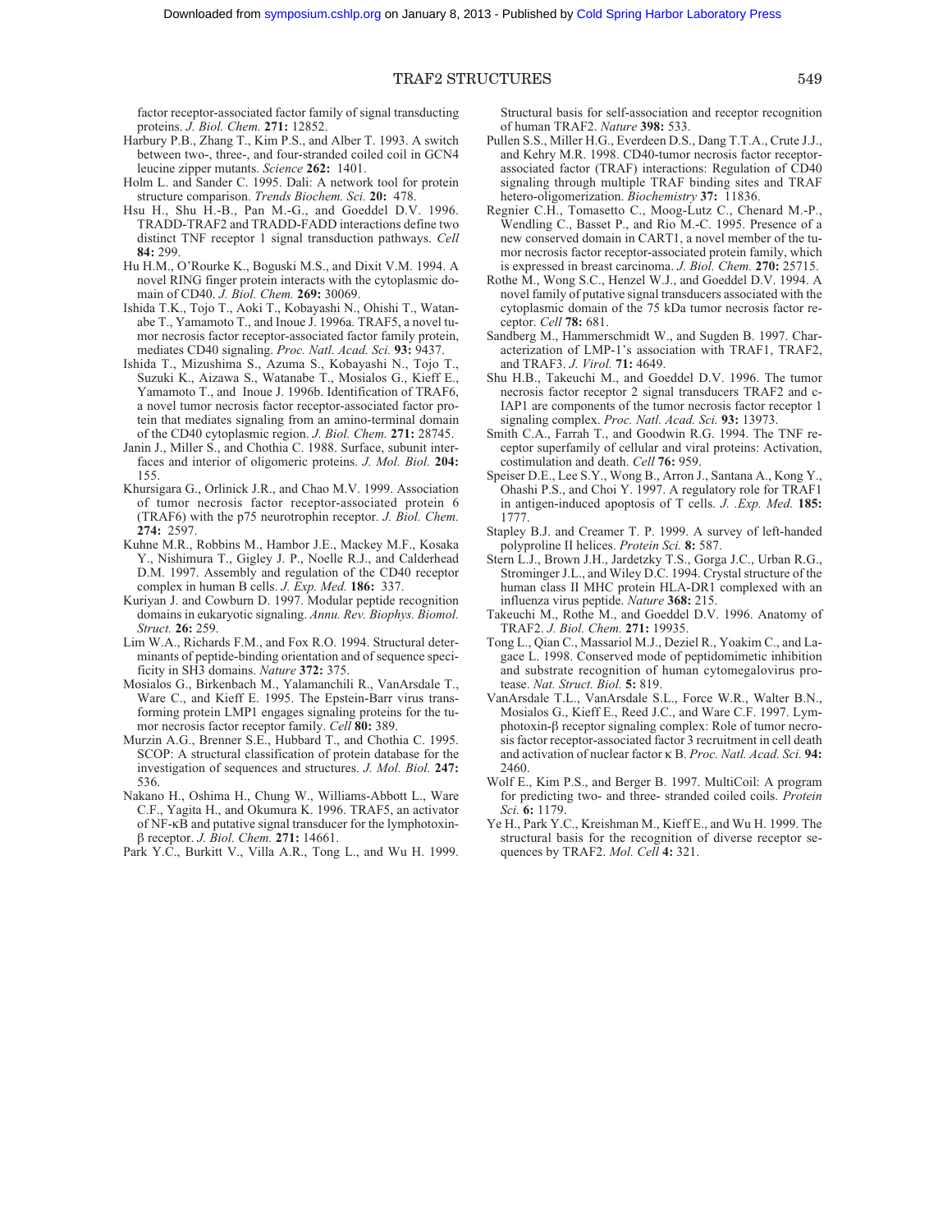factor receptor-associated factor family of signal transducting proteins. *J. Biol. Chem.* **271:** 12852.

Harbury P.B., Zhang T., Kim P.S., and Alber T. 1993. A switch between two-, three-, and four-stranded coiled coil in GCN4 leucine zipper mutants. *Science* **262:** 1401.

Holm L. and Sander C. 1995. Dali: A network tool for protein structure comparison. *Trends Biochem. Sci.* **20:** 478.

Hsu H., Shu H.-B., Pan M.-G., and Goeddel D.V. 1996. TRADD-TRAF2 and TRADD-FADD interactions define two distinct TNF receptor 1 signal transduction pathways. *Cell* **84:** 299.

Hu H.M., O'Rourke K., Boguski M.S., and Dixit V.M. 1994. A novel RING finger protein interacts with the cytoplasmic domain of CD40. *J. Biol. Chem.* **269:** 30069.

Ishida T.K., Tojo T., Aoki T., Kobayashi N., Ohishi T., Watanabe T., Yamamoto T., and Inoue J. 1996a. TRAF5, a novel tumor necrosis factor receptor-associated factor family protein, mediates CD40 signaling. *Proc. Natl. Acad. Sci.* **93:** 9437.

Ishida T., Mizushima S., Azuma S., Kobayashi N., Tojo T., Suzuki K., Aizawa S., Watanabe T., Mosialos G., Kieff E., Yamamoto T., and Inoue J. 1996b. Identification of TRAF6, a novel tumor necrosis factor receptor-associated factor protein that mediates signaling from an amino-terminal domain of the CD40 cytoplasmic region. *J. Biol. Chem.* **271:** 28745.

Janin J., Miller S., and Chothia C. 1988. Surface, subunit interfaces and interior of oligomeric proteins. *J. Mol. Biol.* **204:** 155.

Khursigara G., Orlinick J.R., and Chao M.V. 1999. Association of tumor necrosis factor receptor-associated protein 6 (TRAF6) with the p75 neurotrophin receptor. *J. Biol. Chem.* **274:** 2597.

Kuhne M.R., Robbins M., Hambor J.E., Mackey M.F., Kosaka Y., Nishimura T., Gigley J. P., Noelle R.J., and Calderhead D.M. 1997. Assembly and regulation of the CD40 receptor complex in human B cells. *J. Exp. Med.* **186:** 337.

Kuriyan J. and Cowburn D. 1997. Modular peptide recognition domains in eukaryotic signaling. *Annu. Rev. Biophys. Biomol. Struct.* **26:** 259.

Lim W.A., Richards F.M., and Fox R.O. 1994. Structural determinants of peptide-binding orientation and of sequence specificity in SH3 domains. *Nature* **372:** 375.

Mosialos G., Birkenbach M., Yalamanchili R., VanArsdale T., Ware C., and Kieff E. 1995. The Epstein-Barr virus transforming protein LMP1 engages signaling proteins for the tumor necrosis factor receptor family. *Cell* **80:** 389.

Murzin A.G., Brenner S.E., Hubbard T., and Chothia C. 1995. SCOP: A structural classification of protein database for the investigation of sequences and structures. *J. Mol. Biol.* **247:** 536.

Nakano H., Oshima H., Chung W., Williams-Abbott L., Ware C.F., Yagita H., and Okumura K. 1996. TRAF5, an activator of NF-κB and putative signal transducer for the lymphotoxin-β receptor. *J. Biol. Chem.* **271:** 14661.

Park Y.C., Burkitt V., Villa A.R., Tong L., and Wu H. 1999. Structural basis for self-association and receptor recognition of human TRAF2. *Nature* **398:** 533.

Pullen S.S., Miller H.G., Everdeen D.S., Dang T.T.A., Crute J.J., and Kehry M.R. 1998. CD40-tumor necrosis factor receptor-associated factor (TRAF) interactions: Regulation of CD40 signaling through multiple TRAF binding sites and TRAF hetero-oligomerization. *Biochemistry* **37:** 11836.

Regnier C.H., Tomasetto C., Moog-Lutz C., Chenard M.-P., Wendling C., Basset P., and Rio M.-C. 1995. Presence of a new conserved domain in CART1, a novel member of the tumor necrosis factor receptor-associated protein family, which is expressed in breast carcinoma. *J. Biol. Chem.* **270:** 25715.

Rothe M., Wong S.C., Henzel W.J., and Goeddel D.V. 1994. A novel family of putative signal transducers associated with the cytoplasmic domain of the 75 kDa tumor necrosis factor receptor. *Cell* **78:** 681.

Sandberg M., Hammerschmidt W., and Sugden B. 1997. Characterization of LMP-1's association with TRAF1, TRAF2, and TRAF3. *J. Virol.* **71:** 4649.

Shu H.B., Takeuchi M., and Goeddel D.V. 1996. The tumor necrosis factor receptor 2 signal transducers TRAF2 and c-IAP1 are components of the tumor necrosis factor receptor 1 signaling complex. *Proc. Natl. Acad. Sci.* **93:** 13973.

Smith C.A., Farrah T., and Goodwin R.G. 1994. The TNF receptor superfamily of cellular and viral proteins: Activation, costimulation and death. *Cell* **76:** 959.

Speiser D.E., Lee S.Y., Wong B., Arron J., Santana A., Kong Y., Ohashi P.S., and Choi Y. 1997. A regulatory role for TRAF1 in antigen-induced apoptosis of T cells. *J. .Exp. Med.* **185:** 1777.

Stapley B.J. and Creamer T. P. 1999. A survey of left-handed polyproline II helices. *Protein Sci.* **8:** 587.

Stern L.J., Brown J.H., Jardetzky T.S., Gorga J.C., Urban R.G., Strominger J.L., and Wiley D.C. 1994. Crystal structure of the human class II MHC protein HLA-DR1 complexed with an influenza virus peptide. *Nature* **368:** 215.

Takeuchi M., Rothe M., and Goeddel D.V. 1996. Anatomy of TRAF2. *J. Biol. Chem.* **271:** 19935.

Tong L., Qian C., Massariol M.J., Deziel R., Yoakim C., and Lagace L. 1998. Conserved mode of peptidomimetic inhibition and substrate recognition of human cytomegalovirus protease. *Nat. Struct. Biol.* **5:** 819.

VanArsdale T.L., VanArsdale S.L., Force W.R., Walter B.N., Mosialos G., Kieff E., Reed J.C., and Ware C.F. 1997. Lymphotoxin-β receptor signaling complex: Role of tumor necrosis factor receptor-associated factor 3 recruitment in cell death and activation of nuclear factor κ B. *Proc. Natl. Acad. Sci.* **94:** 2460.

Wolf E., Kim P.S., and Berger B. 1997. MultiCoil: A program for predicting two- and three- stranded coiled coils. *Protein Sci.* **6:** 1179.

Ye H., Park Y.C., Kreishman M., Kieff E., and Wu H. 1999. The structural basis for the recognition of diverse receptor sequences by TRAF2. *Mol. Cell* **4:** 321.